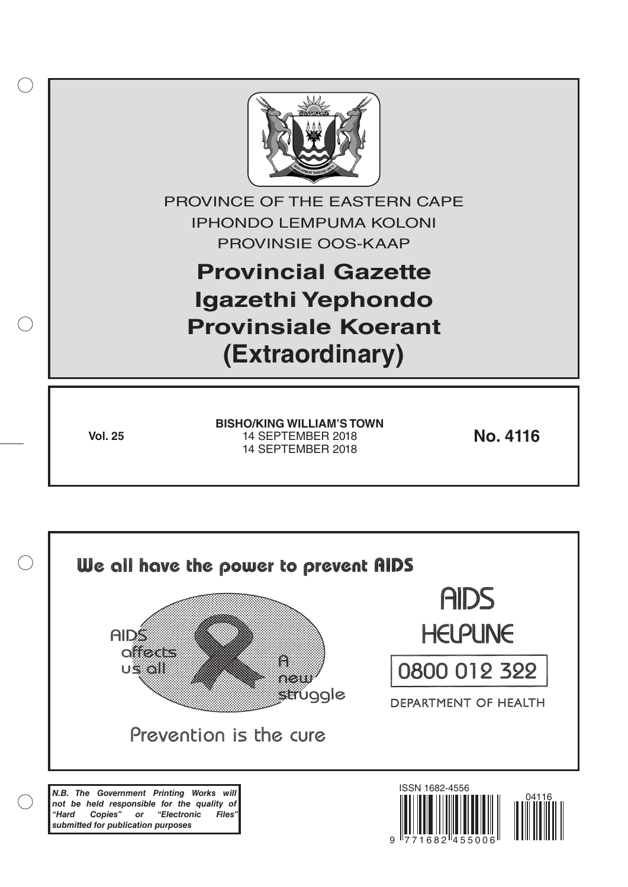PROVINCE OF THE EASTERN CAPE

IPHONDO LEMPUMA KOLONI

PROVINSIE OOS-KAAP

# Provincial Gazette
# Igazethi Yephondo
# Provinsiale Koerant
# (Extraordinary)

**Vol. 25**

**BISHO/KING WILLIAM'S TOWN**
14 SEPTEMBER 2018
14 SEPTEMBER 2018

**No. 4116**

We all have the power to prevent AIDS

AIDS affects us all

A new struggle

Prevention is the cure

AIDS HELPLINE

0800 012 322

DEPARTMENT OF HEALTH

***N.B. The Government Printing Works will not be held responsible for the quality of "Hard Copies" or "Electronic Files" submitted for publication purposes***

ISSN 1682-4556

9 771682 455006

04116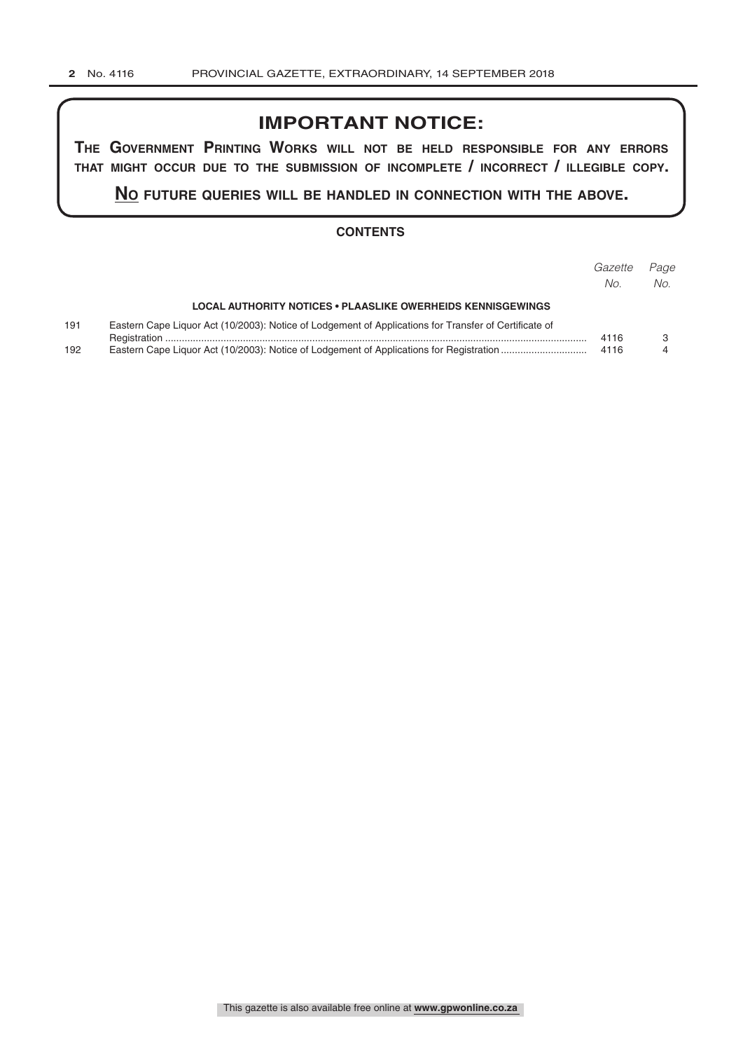## IMPORTANT NOTICE:

**THE GOVERNMENT PRINTING WORKS WILL NOT BE HELD RESPONSIBLE FOR ANY ERRORS THAT MIGHT OCCUR DUE TO THE SUBMISSION OF INCOMPLETE / INCORRECT / ILLEGIBLE COPY.**

**NO FUTURE QUERIES WILL BE HANDLED IN CONNECTION WITH THE ABOVE.**

### CONTENTS

| | | *Gazette No.* | *Page No.* |
|---|---|---|---|
| | **LOCAL AUTHORITY NOTICES • PLAASLIKE OWERHEIDS KENNISGEWINGS** | | |
| 191 | Eastern Cape Liquor Act (10/2003): Notice of Lodgement of Applications for Transfer of Certificate of Registration | 4116 | 3 |
| 192 | Eastern Cape Liquor Act (10/2003): Notice of Lodgement of Applications for Registration | 4116 | 4 |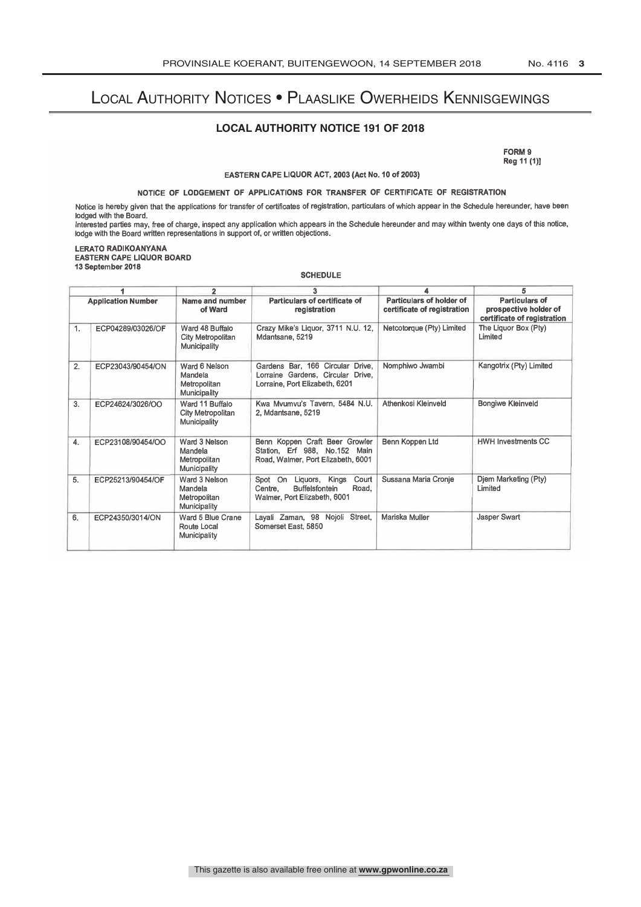# Local Authority Notices • Plaaslike Owerheids Kennisgewings

## LOCAL AUTHORITY NOTICE 191 OF 2018

FORM 9
Reg 11 (1)]

EASTERN CAPE LIQUOR ACT, 2003 (Act No. 10 of 2003)

NOTICE OF LODGEMENT OF APPLICATIONS FOR TRANSFER OF CERTIFICATE OF REGISTRATION

Notice is hereby given that the applications for transfer of certificates of registration, particulars of which appear in the Schedule hereunder, have been lodged with the Board.

Interested parties may, free of charge, inspect any application which appears in the Schedule hereunder and may within twenty one days of this notice, lodge with the Board written representations in support of, or written objections.

**LERATO RADIKOANYANA**
**EASTERN CAPE LIQUOR BOARD**
**13 September 2018**

SCHEDULE

| 1 | | 2 | 3 | 4 | 5 |
|---|---|---|---|---|---|
| **Application Number** | | **Name and number of Ward** | **Particulars of certificate of registration** | **Particulars of holder of certificate of registration** | **Particulars of prospective holder of certificate of registration** |
| 1. | ECP04289/03026/OF | Ward 48 Buffalo City Metropolitan Municipality | Crazy Mike's Liquor, 3711 N.U. 12, Mdantsane, 5219 | Netcotorque (Pty) Limited | The Liquor Box (Pty) Limited |
| 2. | ECP23043/90454/ON | Ward 6 Nelson Mandela Metropolitan Municipality | Gardens Bar, 166 Circular Drive, Lorraine Gardens, Circular Drive, Lorraine, Port Elizabeth, 6201 | Nomphiwo Jwambi | Kangotrix (Pty) Limited |
| 3. | ECP24624/3026/OO | Ward 11 Buffalo City Metropolitan Municipality | Kwa Mvumvu's Tavern, 5484 N.U. 2, Mdantsane, 5219 | Athenkosi Kleinveld | Bongiwe Kleinveld |
| 4. | ECP23108/90454/OO | Ward 3 Nelson Mandela Metropolitan Municipality | Benn Koppen Craft Beer Growler Station, Erf 988, No.152 Main Road, Walmer, Port Elizabeth, 6001 | Benn Koppen Ltd | HWH Investments CC |
| 5. | ECP25213/90454/OF | Ward 3 Nelson Mandela Metropolitan Municipality | Spot On Liquors, Kings Court Centre, Buffelsfontein Road, Walmer, Port Elizabeth, 6001 | Sussana Maria Cronje | Djem Marketing (Pty) Limited |
| 6. | ECP24350/3014/ON | Ward 5 Blue Crane Route Local Municipality | Layali Zaman, 98 Nojoli Street, Somerset East, 5850 | Mariska Muller | Jasper Swart |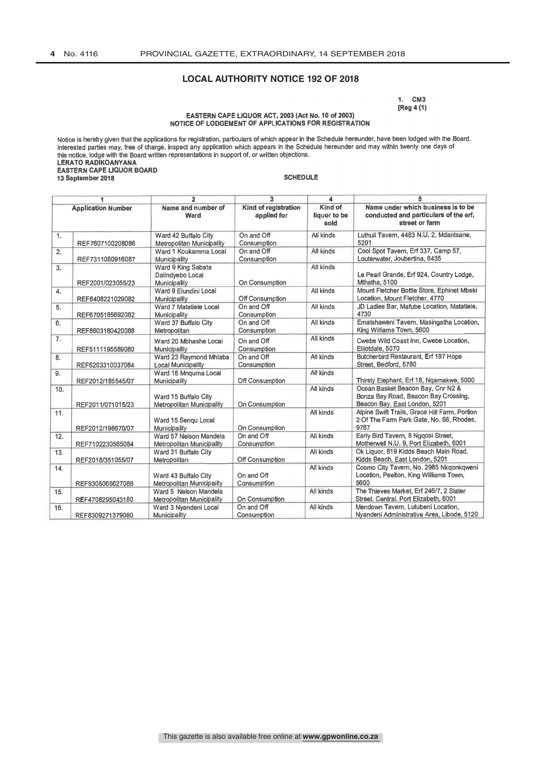## LOCAL AUTHORITY NOTICE 192 OF 2018

1. CM3
[Reg 4 (1)

**EASTERN CAPE LIQUOR ACT, 2003 (Act No. 10 of 2003)**
**NOTICE OF LODGEMENT OF APPLICATIONS FOR REGISTRATION**

Notice is hereby given that the applications for registration, particulars of which appear in the Schedule hereunder, have been lodged with the Board. Interested parties may, free of charge, inspect any application which appears in the Schedule hereunder and may within twenty one days of this notice, lodge with the Board written representations in support of, or written objections.

**LERATO RADIKOANYANA**
**EASTERN CAPE LIQUOR BOARD**
**13 September 2018**

**SCHEDULE**

| 1 | | 2 | 3 | 4 | 5 |
|---|---|---|---|---|---|
| Application Number | | Name and number of Ward | Kind of registration applied for | Kind of liquor to be sold | Name under which business is to be conducted and particulars of the erf, street or farm |
| 1. | REF7607100208086 | Ward 42 Buffalo City Metropolitan Municipality | On and Off Consumption | All kinds | Luthuli Tavern, 4483 N.U. 2, Mdantsane, 5201 |
| 2. | REF7311080916087 | Ward 1 Koukamma Local Municipality | On and Off Consumption | All kinds | Cool Spot Tavern, Erf 337, Camp 57, Louterwater, Joubertina, 6435 |
| 3. | REF2001/023055/23 | Ward 9 King Sabata Dalindyebo Local Municipality | On Consumption | All kinds | Le Pearl Grande, Erf 924, Country Lodge, Mthatha, 5100 |
| 4. | REF8408221029082 | Ward 9 Elundini Local Municipality | Off Consumption | All kinds | Mount Fletcher Bottle Store, Ephinet Mbeki Location, Mount Fletcher, 4770 |
| 5. | REF6705185692082 | Ward 7 Matatiele Local Municipality | On and Off Consumption | All kinds | JD Ladies Bar, Mafube Location, Matatiele, 4730 |
| 6. | REF8603180420088 | Ward 37 Buffalo City Metropolitan | On and Off Consumption | All kinds | Ematshaweni Tavern, Masingatha Location, King Williams Town, 5600 |
| 7. | REF5111195589080 | Ward 20 Mbhashe Local Municipality | On and Off Consumption | All kinds | Cwebe Wild Coast Inn, Cwebe Location, Elliotdale, 5070 |
| 8. | REF6203310037084 | Ward 23 Raymond Mhlaba Local Municipality | On and Off Consumption | All kinds | Butcherbird Restaurant, Erf 197 Hope Street, Bedford, 5780 |
| 9. | REF2012/185545/07 | Ward 18 Mnquma Local Municipality | Off Consumption | All kinds | Thirsty Elephant, Erf 18, Nqamakwe, 5000 |
| 10. | REF2011/071015/23 | Ward 15 Buffalo City Metropolitan Municipality | On Consumption | All kinds | Ocean Basket Beacon Bay, Cnr N2 & Bonza Bay Road, Beacon Bay Crossing, Beacon Bay, East London, 5201 |
| 11. | REF2012/198670/07 | Ward 15 Senqu Local Municipality | On Consumption | All kinds | Alpine Swift Trails, Grace Hill Farm, Portion 2 Of The Farm Park Gate, No. 68, Rhodes, 9787 |
| 12. | REF7102230565084 | Ward 57 Nelson Mandela Metropolitan Municipality | On and Off Consumption | All kinds | Early Bird Tavern, 8 Ngqosi Street, Motherwell N.U. 9, Port Elizabeth, 6001 |
| 13. | REF2018/351055/07 | Ward 31 Buffalo City Metropolitan | Off Consumption | All kinds | Ok Liquor, 819 Kidds Beach Main Road, Kidds Beach, East London, 5201 |
| 14. | REF9305065627089 | Ward 43 Buffalo City Metropolitan Municipality | On and Off Consumption | All kinds | Cosmo City Tavern, No. 2985 Nkqonkqweni Location, Peelton, King Williams Town, 5600 |
| 15. | REF4708295043180 | Ward 5 Nelson Mandela Metropolitan Municipality | On Consumption | All kinds | The Thieves Market, Erf 246/7, 2 Slater Street, Central, Port Elizabeth, 6001 |
| 16. | REF8309271379080 | Ward 3 Nyandeni Local Municipality | On and Off Consumption | All kinds | Mendown Tavern, Lutubeni Location, Nyandeni Administrative Area, Libode, 5120 |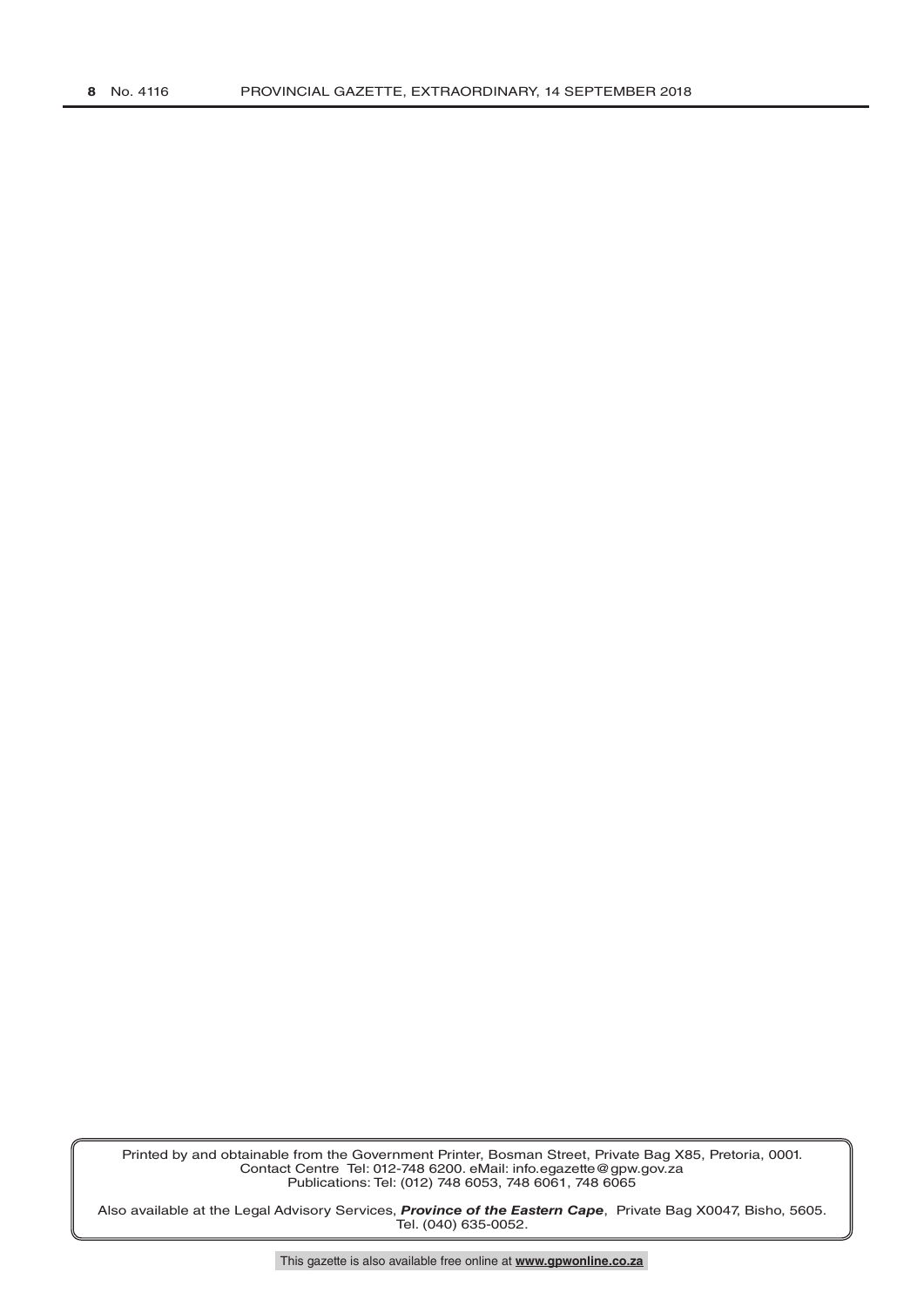Printed by and obtainable from the Government Printer, Bosman Street, Private Bag X85, Pretoria, 0001.
Contact Centre Tel: 012-748 6200. eMail: info.egazette@gpw.gov.za
Publications: Tel: (012) 748 6053, 748 6061, 748 6065

Also available at the Legal Advisory Services, ***Province of the Eastern Cape***, Private Bag X0047, Bisho, 5605.
Tel. (040) 635-0052.

This gazette is also available free online at **www.gpwonline.co.za**